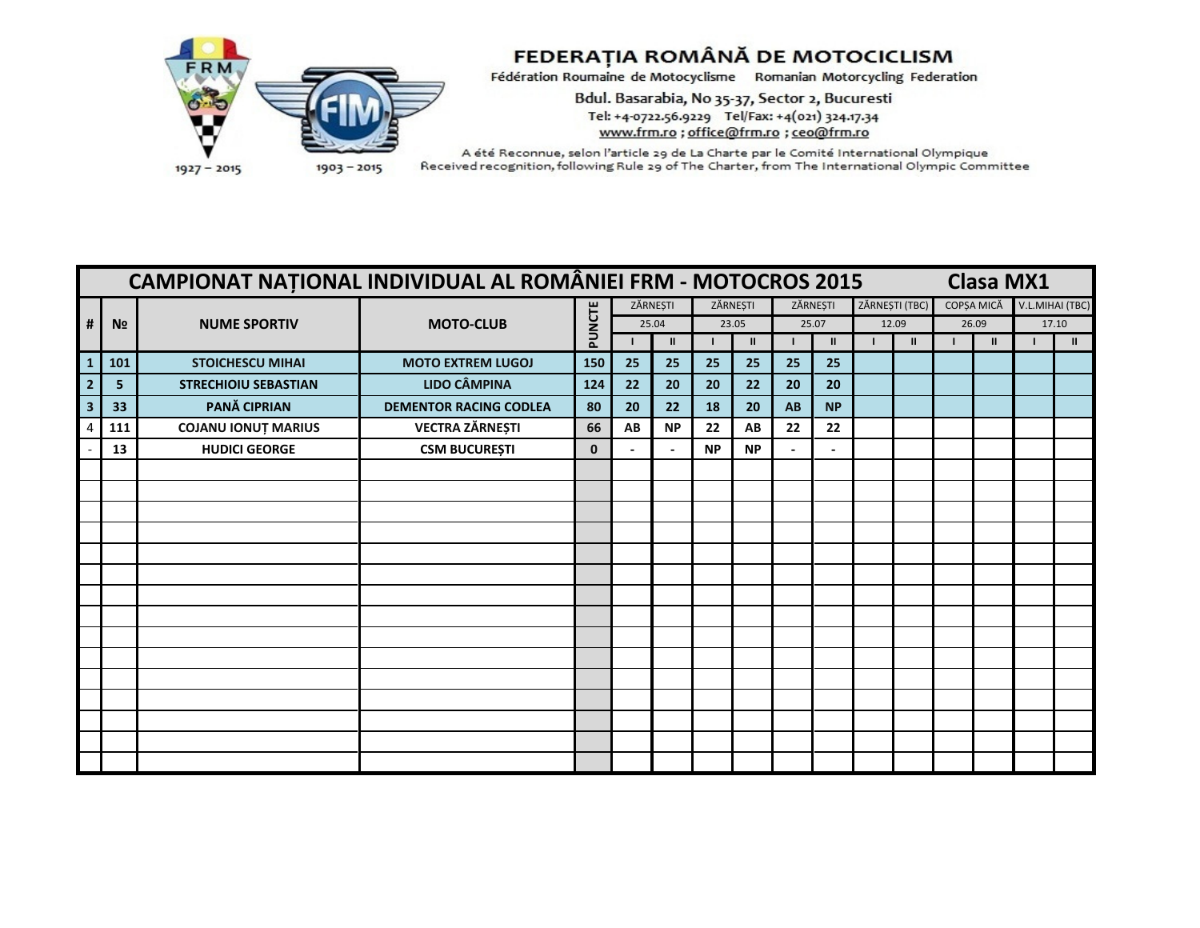# FEDERAȚIA ROMÂNĂ DE MOTOCICLISM

Fédération Roumaine de Motocyclisme  Romanian Motorcycling Federation

Bdul. Basarabia, No 35-37, Sector 2, Bucuresti

Tel: +4-0722.56.9229  Tel/Fax: +4(021) 324.17.34

www.frm.ro ; office@frm.ro ; ceo@frm.ro

A été Reconnue, selon l'article 29 de La Charte par le Comité International Olympique

Received recognition, following Rule 29 of The Charter, from The International Olympic Committee

1927 – 2015  1903 – 2015

## CAMPIONAT NAȚIONAL INDIVIDUAL AL ROMÂNIEI FRM - MOTOCROS 2015  Clasa MX1

| # | № | NUME SPORTIV | MOTO-CLUB | PUNCTE | ZĂRNEȘTI | | ZĂRNEȘTI | | ZĂRNEȘTI | | ZĂRNEȘTI (TBC) | | COPȘA MICĂ | | V.L.MIHAI (TBC) | |
|---|---|---|---|---|---|---|---|---|---|---|---|---|---|---|---|---|
| | | | | | 25.04 | | 23.05 | | 25.07 | | 12.09 | | 26.09 | | 17.10 | |
| | | | | | I | II | I | II | I | II | I | II | I | II | I | II |
| 1 | 101 | STOICHESCU MIHAI | MOTO EXTREM LUGOJ | 150 | 25 | 25 | 25 | 25 | 25 | 25 | | | | | | |
| 2 | 5 | STRECHIOIU SEBASTIAN | LIDO CÂMPINA | 124 | 22 | 20 | 20 | 22 | 20 | 20 | | | | | | |
| 3 | 33 | PANĂ CIPRIAN | DEMENTOR RACING CODLEA | 80 | 20 | 22 | 18 | 20 | AB | NP | | | | | | |
| 4 | 111 | COJANU IONUȚ MARIUS | VECTRA ZĂRNEȘTI | 66 | AB | NP | 22 | AB | 22 | 22 | | | | | | |
| - | 13 | HUDICI GEORGE | CSM BUCUREȘTI | 0 | - | - | NP | NP | - | - | | | | | | |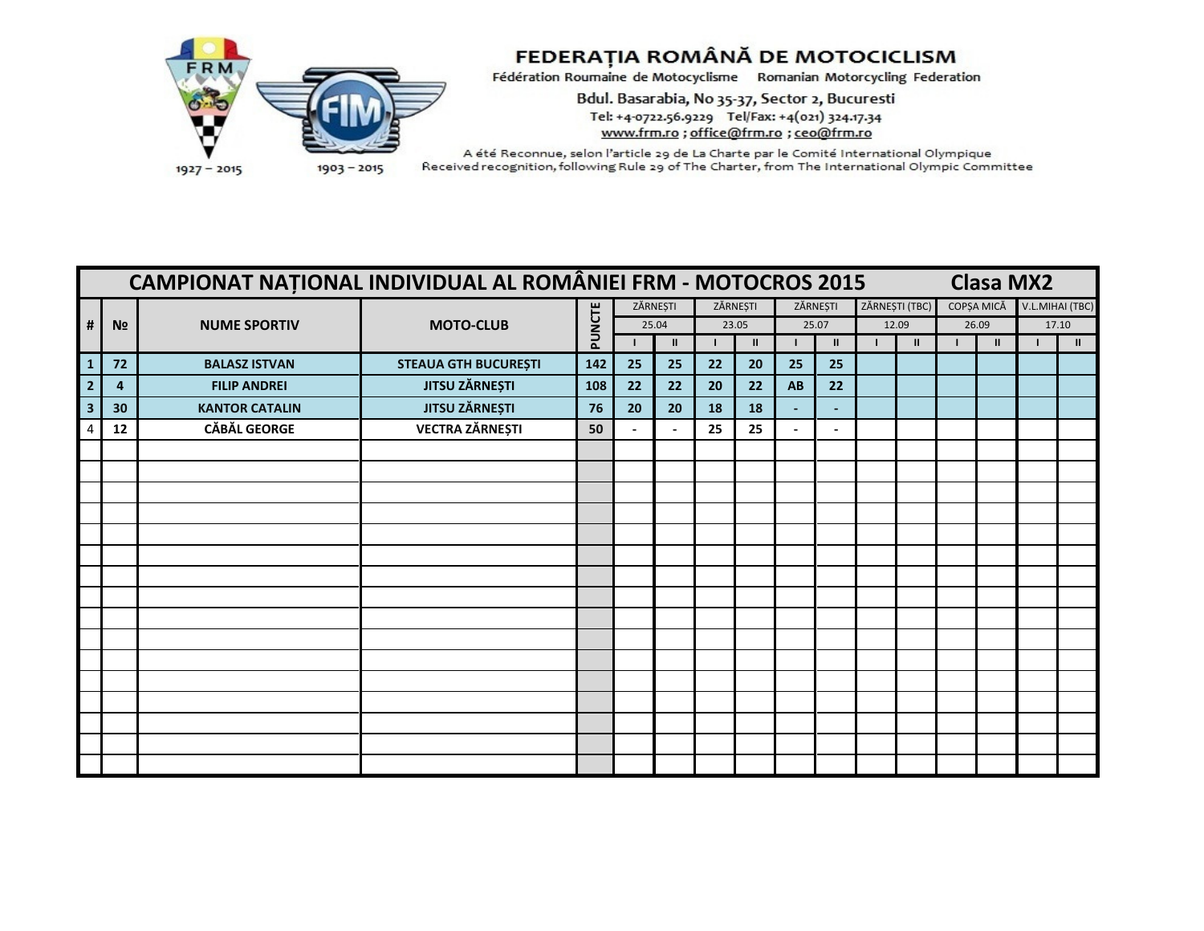**FEDERAȚIA ROMÂNĂ DE MOTOCICLISM**

Fédération Roumaine de Motocyclisme Romanian Motorcycling Federation

Bdul. Basarabia, No 35-37, Sector 2, Bucuresti

Tel: +4-0722.56.9229 Tel/Fax: +4(021) 324.17.34

www.frm.ro ; office@frm.ro ; ceo@frm.ro

A été Reconnue, selon l'article 29 de La Charte par le Comité International Olympique

Received recognition, following Rule 29 of The Charter, from The International Olympic Committee

1927 – 2015 1903 – 2015

| CAMPIONAT NAȚIONAL INDIVIDUAL AL ROMÂNIEI FRM - MOTOCROS 2015 Clasa MX2 | | | | | | | | | | | | | | | | | |
|---|---|---|---|---|---|---|---|---|---|---|---|---|---|---|---|---|---|
| # | № | NUME SPORTIV | MOTO-CLUB | PUNCTE | ZĂRNEȘTI | | ZĂRNEȘTI | | ZĂRNEȘTI | | ZĂRNEȘTI (TBC) | | COPȘA MICĂ | | V.L.MIHAI (TBC) | |
| | | | | | 25.04 | | 23.05 | | 25.07 | | 12.09 | | 26.09 | | 17.10 | |
| | | | | | I | II | I | II | I | II | I | II | I | II | I | II |
| 1 | 72 | BALASZ ISTVAN | STEAUA GTH BUCUREȘTI | 142 | 25 | 25 | 22 | 20 | 25 | 25 | | | | | | |
| 2 | 4 | FILIP ANDREI | JITSU ZĂRNEȘTI | 108 | 22 | 22 | 20 | 22 | AB | 22 | | | | | | |
| 3 | 30 | KANTOR CATALIN | JITSU ZĂRNEȘTI | 76 | 20 | 20 | 18 | 18 | - | - | | | | | | |
| 4 | 12 | CĂBĂL GEORGE | VECTRA ZĂRNEȘTI | 50 | - | - | 25 | 25 | - | - | | | | | | |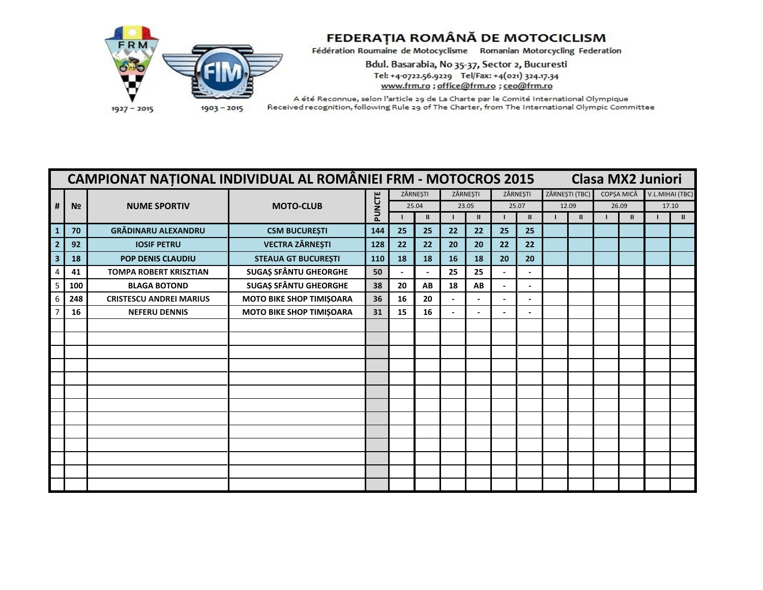# FEDERAȚIA ROMÂNĂ DE MOTOCICLISM

Fédération Roumaine de Motocyclisme Romanian Motorcycling Federation

Bdul. Basarabia, No 35-37, Sector 2, Bucuresti

Tel: +4-0722.56.9229 Tel/Fax: +4(021) 324.17.34

www.frm.ro ; office@frm.ro ; ceo@frm.ro

A été Reconnue, selon l'article 29 de La Charte par le Comité International Olympique

Received recognition, following Rule 29 of The Charter, from The International Olympic Committee

1927 – 2015 1903 – 2015

## CAMPIONAT NAȚIONAL INDIVIDUAL AL ROMÂNIEI FRM - MOTOCROS 2015 Clasa MX2 Juniori

| # | № | NUME SPORTIV | MOTO-CLUB | PUNCTE | ZĂRNEȘTI | | ZĂRNEȘTI | | ZĂRNEȘTI | | ZĂRNEȘTI (TBC) | | COPȘA MICĂ | | V.L.MIHAI (TBC) | |
|---|---|---|---|---|---|---|---|---|---|---|---|---|---|---|---|---|
| | | | | | 25.04 | | 23.05 | | 25.07 | | 12.09 | | 26.09 | | 17.10 | |
| | | | | | I | II | I | II | I | II | I | II | I | II | I | II |
| 1 | 70 | GRĂDINARU ALEXANDRU | CSM BUCUREȘTI | 144 | 25 | 25 | 22 | 22 | 25 | 25 | | | | | | |
| 2 | 92 | IOSIF PETRU | VECTRA ZĂRNEȘTI | 128 | 22 | 22 | 20 | 20 | 22 | 22 | | | | | | |
| 3 | 18 | POP DENIS CLAUDIU | STEAUA GT BUCUREȘTI | 110 | 18 | 18 | 16 | 18 | 20 | 20 | | | | | | |
| 4 | 41 | TOMPA ROBERT KRISZTIAN | SUGAȘ SFÂNTU GHEORGHE | 50 | - | - | 25 | 25 | - | - | | | | | | |
| 5 | 100 | BLAGA BOTOND | SUGAȘ SFÂNTU GHEORGHE | 38 | 20 | AB | 18 | AB | - | - | | | | | | |
| 6 | 248 | CRISTESCU ANDREI MARIUS | MOTO BIKE SHOP TIMIȘOARA | 36 | 16 | 20 | - | - | - | - | | | | | | |
| 7 | 16 | NEFERU DENNIS | MOTO BIKE SHOP TIMIȘOARA | 31 | 15 | 16 | - | - | - | - | | | | | | |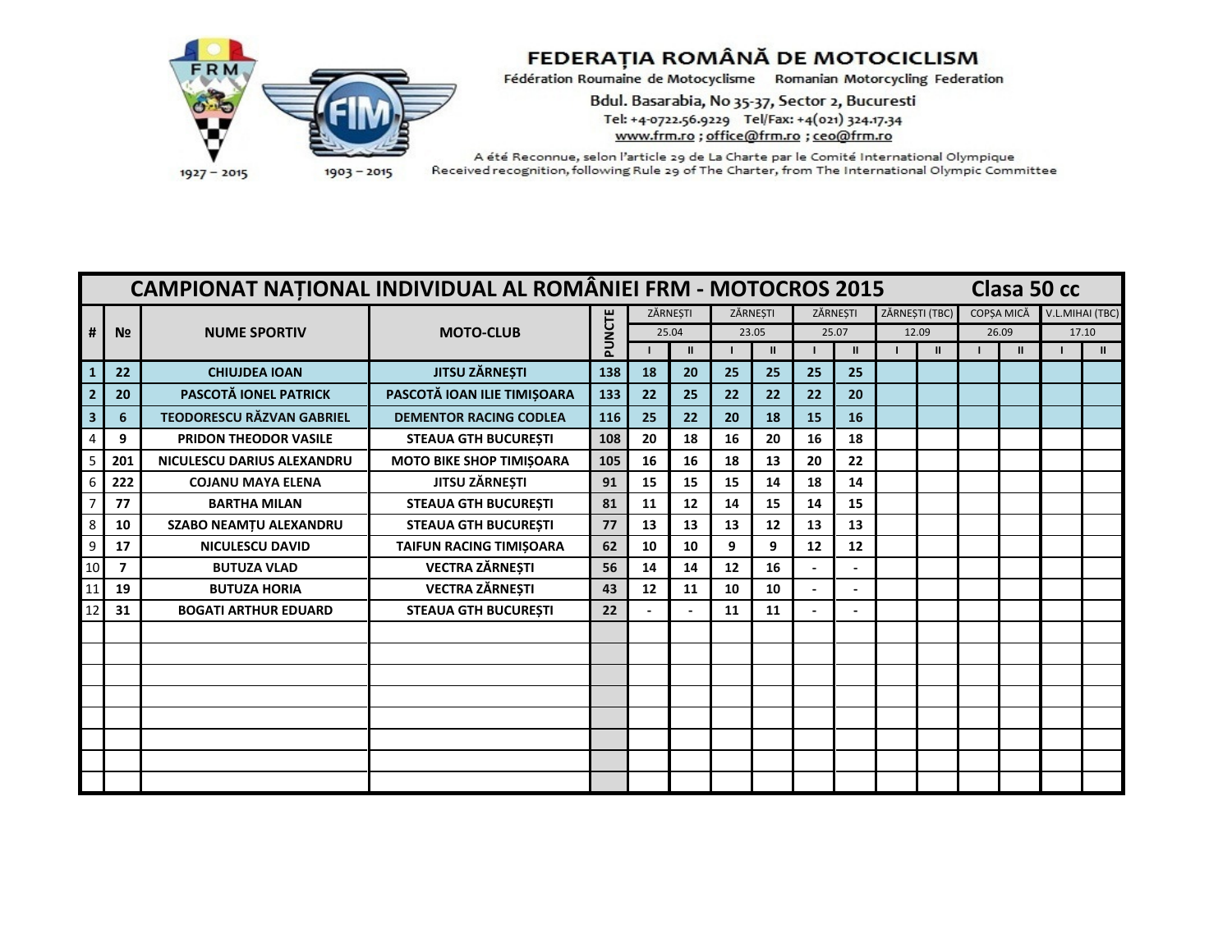FEDERAȚIA ROMÂNĂ DE MOTOCICLISM

Fédération Roumaine de Motocyclisme Romanian Motorcycling Federation

Bdul. Basarabia, No 35-37, Sector 2, Bucuresti

Tel: +4-0722.56.9229 Tel/Fax: +4(021) 324.17.34

www.frm.ro ; office@frm.ro ; ceo@frm.ro

A été Reconnue, selon l'article 29 de La Charte par le Comité International Olympique

Received recognition, following Rule 29 of The Charter, from The International Olympic Committee

FRM 1927 – 2015

FIM 1903 – 2015

## CAMPIONAT NAȚIONAL INDIVIDUAL AL ROMÂNIEI FRM - MOTOCROS 2015 — Clasa 50 cc

| # | № | NUME SPORTIV | MOTO-CLUB | PUNCTE | ZĂRNEȘTI | | ZĂRNEȘTI | | ZĂRNEȘTI | | ZĂRNEȘTI (TBC) | | COPȘA MICĂ | | V.L.MIHAI (TBC) | |
|---|---|---|---|---|---|---|---|---|---|---|---|---|---|---|---|---|
| | | | | | 25.04 | | 23.05 | | 25.07 | | 12.09 | | 26.09 | | 17.10 | |
| | | | | | I | II | I | II | I | II | I | II | I | II | I | II |
| 1 | 22 | CHIUJDEA IOAN | JITSU ZĂRNEȘTI | 138 | 18 | 20 | 25 | 25 | 25 | 25 | | | | | | |
| 2 | 20 | PASCOTĂ IONEL PATRICK | PASCOTĂ IOAN ILIE TIMIȘOARA | 133 | 22 | 25 | 22 | 22 | 22 | 20 | | | | | | |
| 3 | 6 | TEODORESCU RĂZVAN GABRIEL | DEMENTOR RACING CODLEA | 116 | 25 | 22 | 20 | 18 | 15 | 16 | | | | | | |
| 4 | 9 | PRIDON THEODOR VASILE | STEAUA GTH BUCUREȘTI | 108 | 20 | 18 | 16 | 20 | 16 | 18 | | | | | | |
| 5 | 201 | NICULESCU DARIUS ALEXANDRU | MOTO BIKE SHOP TIMIȘOARA | 105 | 16 | 16 | 18 | 13 | 20 | 22 | | | | | | |
| 6 | 222 | COJANU MAYA ELENA | JITSU ZĂRNEȘTI | 91 | 15 | 15 | 15 | 14 | 18 | 14 | | | | | | |
| 7 | 77 | BARTHA MILAN | STEAUA GTH BUCUREȘTI | 81 | 11 | 12 | 14 | 15 | 14 | 15 | | | | | | |
| 8 | 10 | SZABO NEAMȚU ALEXANDRU | STEAUA GTH BUCUREȘTI | 77 | 13 | 13 | 13 | 12 | 13 | 13 | | | | | | |
| 9 | 17 | NICULESCU DAVID | TAIFUN RACING TIMIȘOARA | 62 | 10 | 10 | 9 | 9 | 12 | 12 | | | | | | |
| 10 | 7 | BUTUZA VLAD | VECTRA ZĂRNEȘTI | 56 | 14 | 14 | 12 | 16 | - | - | | | | | | |
| 11 | 19 | BUTUZA HORIA | VECTRA ZĂRNEȘTI | 43 | 12 | 11 | 10 | 10 | - | - | | | | | | |
| 12 | 31 | BOGATI ARTHUR EDUARD | STEAUA GTH BUCUREȘTI | 22 | - | - | 11 | 11 | - | - | | | | | | |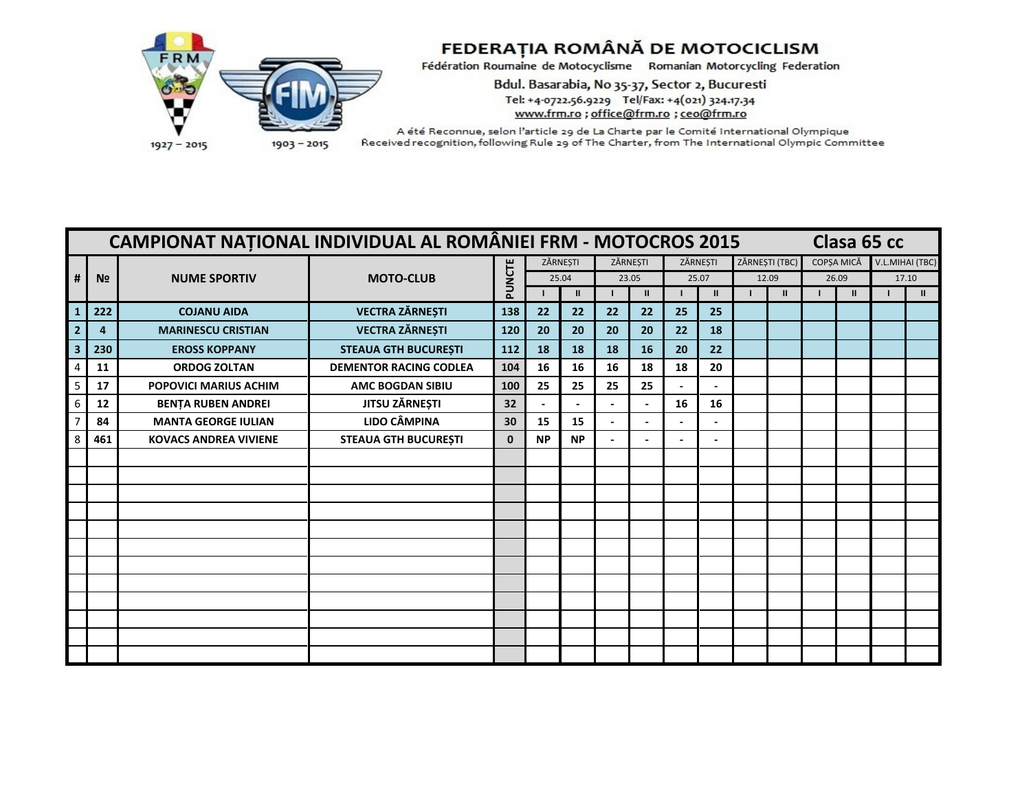**FEDERAȚIA ROMÂNĂ DE MOTOCICLISM**

Fédération Roumaine de Motocyclisme Romanian Motorcycling Federation

Bdul. Basarabia, No 35-37, Sector 2, Bucuresti

Tel: +4-0722.56.9229 Tel/Fax: +4(021) 324.17.34

www.frm.ro ; office@frm.ro ; ceo@frm.ro

A été Reconnue, selon l'article 29 de La Charte par le Comité International Olympique

Received recognition, following Rule 29 of The Charter, from The International Olympic Committee

1927 – 2015 1903 – 2015

## CAMPIONAT NAȚIONAL INDIVIDUAL AL ROMÂNIEI FRM - MOTOCROS 2015 Clasa 65 cc

| # | № | NUME SPORTIV | MOTO-CLUB | PUNCTE | ZĂRNEȘTI 25.04 | | ZĂRNEȘTI 23.05 | | ZĂRNEȘTI 25.07 | | ZĂRNEȘTI (TBC) 12.09 | | COPȘA MICĂ 26.09 | | V.L.MIHAI (TBC) 17.10 | |
|---|---|---|---|---|---|---|---|---|---|---|---|---|---|---|---|---|
| | | | | | I | II | I | II | I | II | I | II | I | II | I | II |
| 1 | 222 | COJANU AIDA | VECTRA ZĂRNEȘTI | 138 | 22 | 22 | 22 | 22 | 25 | 25 | | | | | | |
| 2 | 4 | MARINESCU CRISTIAN | VECTRA ZĂRNEȘTI | 120 | 20 | 20 | 20 | 20 | 22 | 18 | | | | | | |
| 3 | 230 | EROSS KOPPANY | STEAUA GTH BUCUREȘTI | 112 | 18 | 18 | 18 | 16 | 20 | 22 | | | | | | |
| 4 | 11 | ORDOG ZOLTAN | DEMENTOR RACING CODLEA | 104 | 16 | 16 | 16 | 18 | 18 | 20 | | | | | | |
| 5 | 17 | POPOVICI MARIUS ACHIM | AMC BOGDAN SIBIU | 100 | 25 | 25 | 25 | 25 | - | - | | | | | | |
| 6 | 12 | BENȚA RUBEN ANDREI | JITSU ZĂRNEȘTI | 32 | - | - | - | - | 16 | 16 | | | | | | |
| 7 | 84 | MANTA GEORGE IULIAN | LIDO CÂMPINA | 30 | 15 | 15 | - | - | - | - | | | | | | |
| 8 | 461 | KOVACS ANDREA VIVIENE | STEAUA GTH BUCUREȘTI | 0 | NP | NP | - | - | - | - | | | | | | |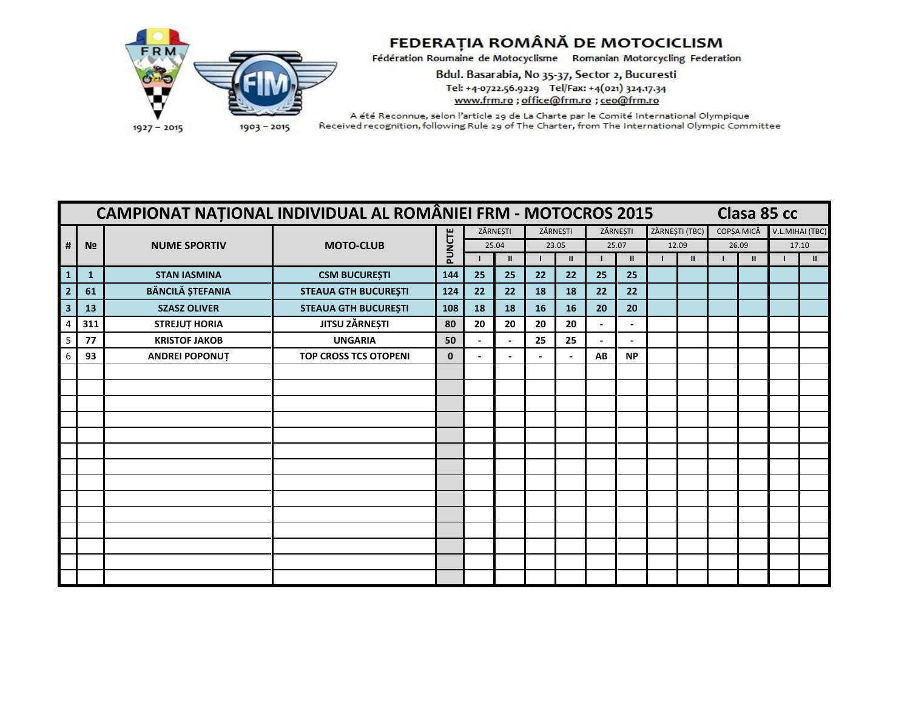# FEDERAȚIA ROMÂNĂ DE MOTOCICLISM

Fédération Roumaine de Motocyclisme     Romanian Motorcycling Federation

Bdul. Basarabia, No 35-37, Sector 2, Bucuresti

Tel: +4-0722.56.9229   Tel/Fax: +4(021) 324.17.34

www.frm.ro ; office@frm.ro ; ceo@frm.ro

A été Reconnue, selon l'article 29 de La Charte par le Comité International Olympique
Received recognition, following Rule 29 of The Charter, from The International Olympic Committee

1927 – 2015     1903 – 2015

## CAMPIONAT NAȚIONAL INDIVIDUAL AL ROMÂNIEI FRM - MOTOCROS 2015     Clasa 85 cc

| # | № | NUME SPORTIV | MOTO-CLUB | PUNCTE | ZĂRNEȘTI 25.04 | | ZĂRNEȘTI 23.05 | | ZĂRNEȘTI 25.07 | | ZĂRNEȘTI (TBC) 12.09 | | COPȘA MICĂ 26.09 | | V.L.MIHAI (TBC) 17.10 | |
|---|---|---|---|---|---|---|---|---|---|---|---|---|---|---|---|---|
| | | | | | I | II | I | II | I | II | I | II | I | II | I | II |
| 1 | 1 | STAN IASMINA | CSM BUCUREȘTI | 144 | 25 | 25 | 22 | 22 | 25 | 25 | | | | | | |
| 2 | 61 | BĂNCILĂ ȘTEFANIA | STEAUA GTH BUCUREȘTI | 124 | 22 | 22 | 18 | 18 | 22 | 22 | | | | | | |
| 3 | 13 | SZASZ OLIVER | STEAUA GTH BUCUREȘTI | 108 | 18 | 18 | 16 | 16 | 20 | 20 | | | | | | |
| 4 | 311 | STREJUȚ HORIA | JITSU ZĂRNEȘTI | 80 | 20 | 20 | 20 | 20 | - | - | | | | | | |
| 5 | 77 | KRISTOF JAKOB | UNGARIA | 50 | - | - | 25 | 25 | - | - | | | | | | |
| 6 | 93 | ANDREI POPONUȚ | TOP CROSS TCS OTOPENI | 0 | - | - | - | - | AB | NP | | | | | | |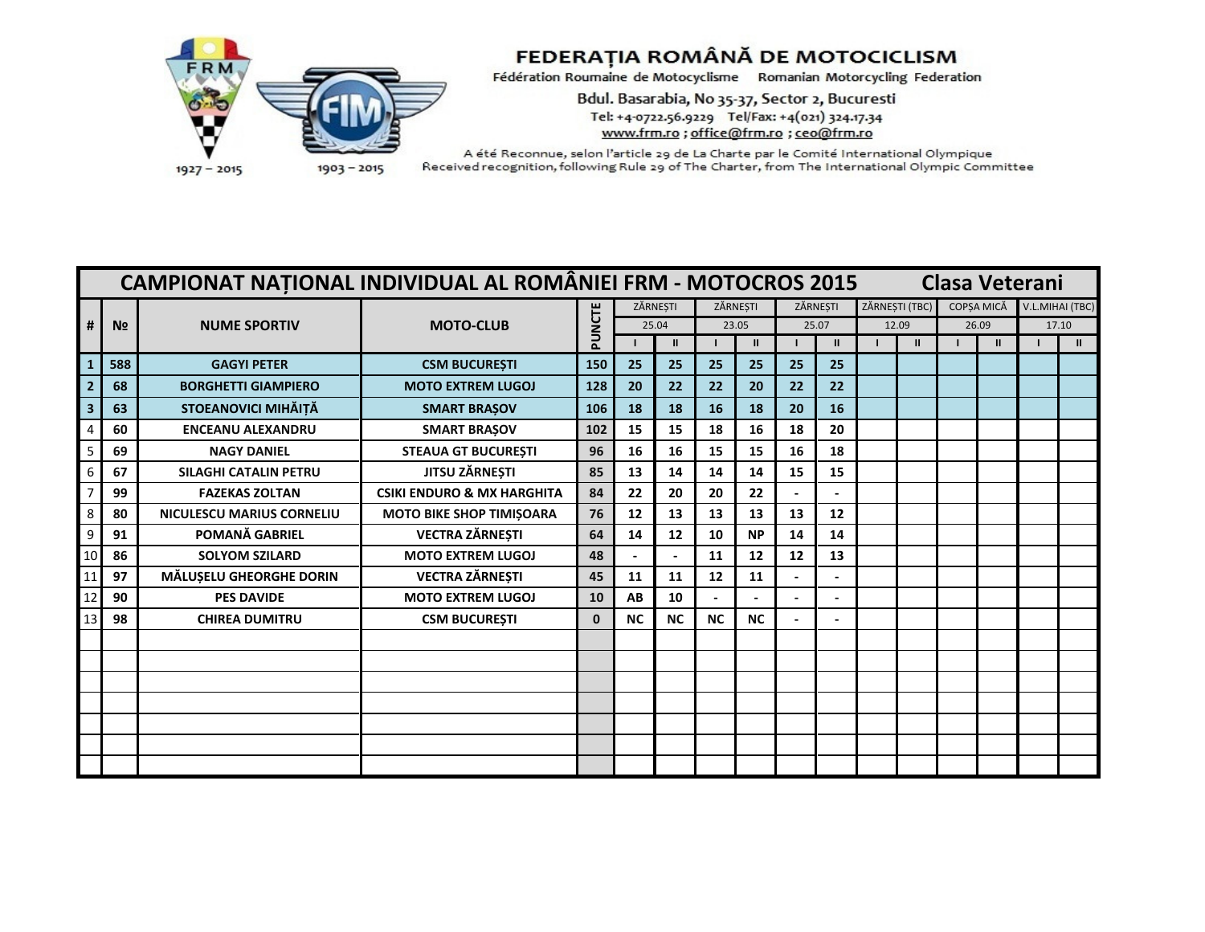**FEDERAȚIA ROMÂNĂ DE MOTOCICLISM**

Fédération Roumaine de Motocyclisme    Romanian Motorcycling Federation

Bdul. Basarabia, No 35-37, Sector 2, Bucuresti

Tel: +4-0722.56.9229   Tel/Fax: +4(021) 324.17.34

www.frm.ro ; office@frm.ro ; ceo@frm.ro

A été Reconnue, selon l'article 29 de La Charte par le Comité International Olympique

Received recognition, following Rule 29 of The Charter, from The International Olympic Committee

FRM 1927 – 2015    FIM 1903 – 2015

## CAMPIONAT NAȚIONAL INDIVIDUAL AL ROMÂNIEI FRM - MOTOCROS 2015    Clasa Veterani

| # | № | NUME SPORTIV | MOTO-CLUB | PUNCTE | ZĂRNEȘTI 25.04 | | ZĂRNEȘTI 23.05 | | ZĂRNEȘTI 25.07 | | ZĂRNEȘTI (TBC) 12.09 | | COPȘA MICĂ 26.09 | | V.L.MIHAI (TBC) 17.10 | |
|---|---|---|---|---|---|---|---|---|---|---|---|---|---|---|---|---|
| | | | | | I | II | I | II | I | II | I | II | I | II | I | II |
| 1 | 588 | GAGYI PETER | CSM BUCUREȘTI | 150 | 25 | 25 | 25 | 25 | 25 | 25 | | | | | | |
| 2 | 68 | BORGHETTI GIAMPIERO | MOTO EXTREM LUGOJ | 128 | 20 | 22 | 22 | 20 | 22 | 22 | | | | | | |
| 3 | 63 | STOEANOVICI MIHĂIȚĂ | SMART BRAȘOV | 106 | 18 | 18 | 16 | 18 | 20 | 16 | | | | | | |
| 4 | 60 | ENCEANU ALEXANDRU | SMART BRAȘOV | 102 | 15 | 15 | 18 | 16 | 18 | 20 | | | | | | |
| 5 | 69 | NAGY DANIEL | STEAUA GT BUCUREȘTI | 96 | 16 | 16 | 15 | 15 | 16 | 18 | | | | | | |
| 6 | 67 | SILAGHI CATALIN PETRU | JITSU ZĂRNEȘTI | 85 | 13 | 14 | 14 | 14 | 15 | 15 | | | | | | |
| 7 | 99 | FAZEKAS ZOLTAN | CSIKI ENDURO & MX HARGHITA | 84 | 22 | 20 | 20 | 22 | - | - | | | | | | |
| 8 | 80 | NICULESCU MARIUS CORNELIU | MOTO BIKE SHOP TIMIȘOARA | 76 | 12 | 13 | 13 | 13 | 13 | 12 | | | | | | |
| 9 | 91 | POMANĂ GABRIEL | VECTRA ZĂRNEȘTI | 64 | 14 | 12 | 10 | NP | 14 | 14 | | | | | | |
| 10 | 86 | SOLYOM SZILARD | MOTO EXTREM LUGOJ | 48 | - | - | 11 | 12 | 12 | 13 | | | | | | |
| 11 | 97 | MĂLUȘELU GHEORGHE DORIN | VECTRA ZĂRNEȘTI | 45 | 11 | 11 | 12 | 11 | - | - | | | | | | |
| 12 | 90 | PES DAVIDE | MOTO EXTREM LUGOJ | 10 | AB | 10 | - | - | - | - | | | | | | |
| 13 | 98 | CHIREA DUMITRU | CSM BUCUREȘTI | 0 | NC | NC | NC | NC | - | - | | | | | | |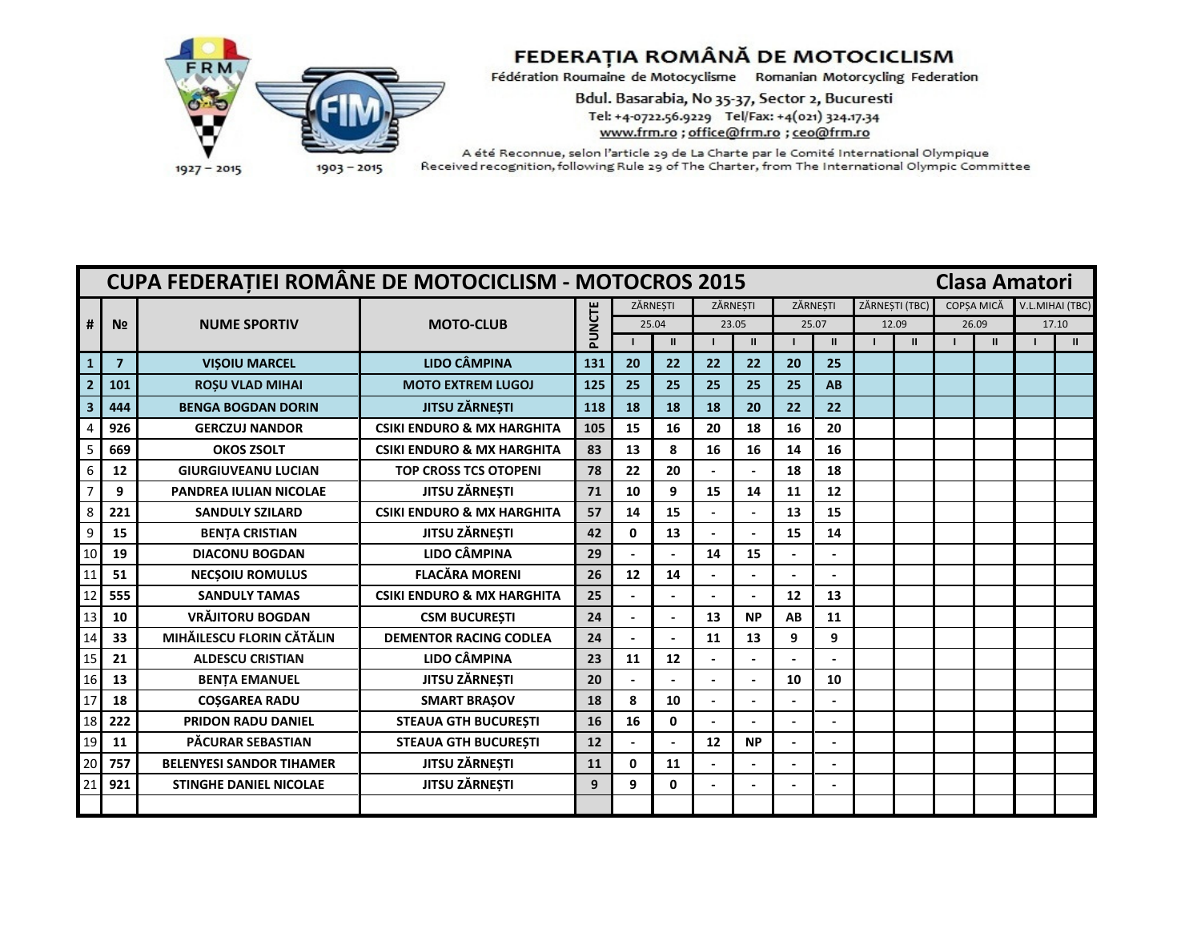# FEDERAȚIA ROMÂNĂ DE MOTOCICLISM

Fédération Roumaine de Motocyclisme    Romanian Motorcycling Federation

Bdul. Basarabia, No 35-37, Sector 2, Bucuresti

Tel: +4-0722.56.9229    Tel/Fax: +4(021) 324.17.34

www.frm.ro ; office@frm.ro ; ceo@frm.ro

A été Reconnue, selon l'article 29 de La Charte par le Comité International Olympique

Received recognition, following Rule 29 of The Charter, from The International Olympic Committee

1927 – 2015    1903 – 2015

## CUPA FEDERAȚIEI ROMÂNE DE MOTOCICLISM - MOTOCROS 2015    Clasa Amatori

| # | № | NUME SPORTIV | MOTO-CLUB | PUNCTE | ZĂRNEȘTI | | ZĂRNEȘTI | | ZĂRNEȘTI | | ZĂRNEȘTI (TBC) | | COPȘA MICĂ | | V.L.MIHAI (TBC) | |
|---|---|---|---|---|---|---|---|---|---|---|---|---|---|---|---|---|
| | | | | | 25.04 | | 23.05 | | 25.07 | | 12.09 | | 26.09 | | 17.10 | |
| | | | | | I | II | I | II | I | II | I | II | I | II | I | II |
| 1 | 7 | VIȘOIU MARCEL | LIDO CÂMPINA | 131 | 20 | 22 | 22 | 22 | 20 | 25 | | | | | | |
| 2 | 101 | ROȘU VLAD MIHAI | MOTO EXTREM LUGOJ | 125 | 25 | 25 | 25 | 25 | 25 | AB | | | | | | |
| 3 | 444 | BENGA BOGDAN DORIN | JITSU ZĂRNEȘTI | 118 | 18 | 18 | 18 | 20 | 22 | 22 | | | | | | |
| 4 | 926 | GERCZUJ NANDOR | CSIKI ENDURO & MX HARGHITA | 105 | 15 | 16 | 20 | 18 | 16 | 20 | | | | | | |
| 5 | 669 | OKOS ZSOLT | CSIKI ENDURO & MX HARGHITA | 83 | 13 | 8 | 16 | 16 | 14 | 16 | | | | | | |
| 6 | 12 | GIURGIUVEANU LUCIAN | TOP CROSS TCS OTOPENI | 78 | 22 | 20 | - | - | 18 | 18 | | | | | | |
| 7 | 9 | PANDREA IULIAN NICOLAE | JITSU ZĂRNEȘTI | 71 | 10 | 9 | 15 | 14 | 11 | 12 | | | | | | |
| 8 | 221 | SANDULY SZILARD | CSIKI ENDURO & MX HARGHITA | 57 | 14 | 15 | - | - | 13 | 15 | | | | | | |
| 9 | 15 | BENȚA CRISTIAN | JITSU ZĂRNEȘTI | 42 | 0 | 13 | - | - | 15 | 14 | | | | | | |
| 10 | 19 | DIACONU BOGDAN | LIDO CÂMPINA | 29 | - | - | 14 | 15 | - | - | | | | | | |
| 11 | 51 | NECȘOIU ROMULUS | FLACĂRA MORENI | 26 | 12 | 14 | - | - | - | - | | | | | | |
| 12 | 555 | SANDULY TAMAS | CSIKI ENDURO & MX HARGHITA | 25 | - | - | - | - | 12 | 13 | | | | | | |
| 13 | 10 | VRĂJITORU BOGDAN | CSM BUCUREȘTI | 24 | - | - | 13 | NP | AB | 11 | | | | | | |
| 14 | 33 | MIHĂILESCU FLORIN CĂTĂLIN | DEMENTOR RACING CODLEA | 24 | - | - | 11 | 13 | 9 | 9 | | | | | | |
| 15 | 21 | ALDESCU CRISTIAN | LIDO CÂMPINA | 23 | 11 | 12 | - | - | - | - | | | | | | |
| 16 | 13 | BENȚA EMANUEL | JITSU ZĂRNEȘTI | 20 | - | - | - | - | 10 | 10 | | | | | | |
| 17 | 18 | COȘGAREA RADU | SMART BRAȘOV | 18 | 8 | 10 | - | - | - | - | | | | | | |
| 18 | 222 | PRIDON RADU DANIEL | STEAUA GTH BUCUREȘTI | 16 | 16 | 0 | - | - | - | - | | | | | | |
| 19 | 11 | PĂCURAR SEBASTIAN | STEAUA GTH BUCUREȘTI | 12 | - | - | 12 | NP | - | - | | | | | | |
| 20 | 757 | BELENYESI SANDOR TIHAMER | JITSU ZĂRNEȘTI | 11 | 0 | 11 | - | - | - | - | | | | | | |
| 21 | 921 | STINGHE DANIEL NICOLAE | JITSU ZĂRNEȘTI | 9 | 9 | 0 | - | - | - | - | | | | | | |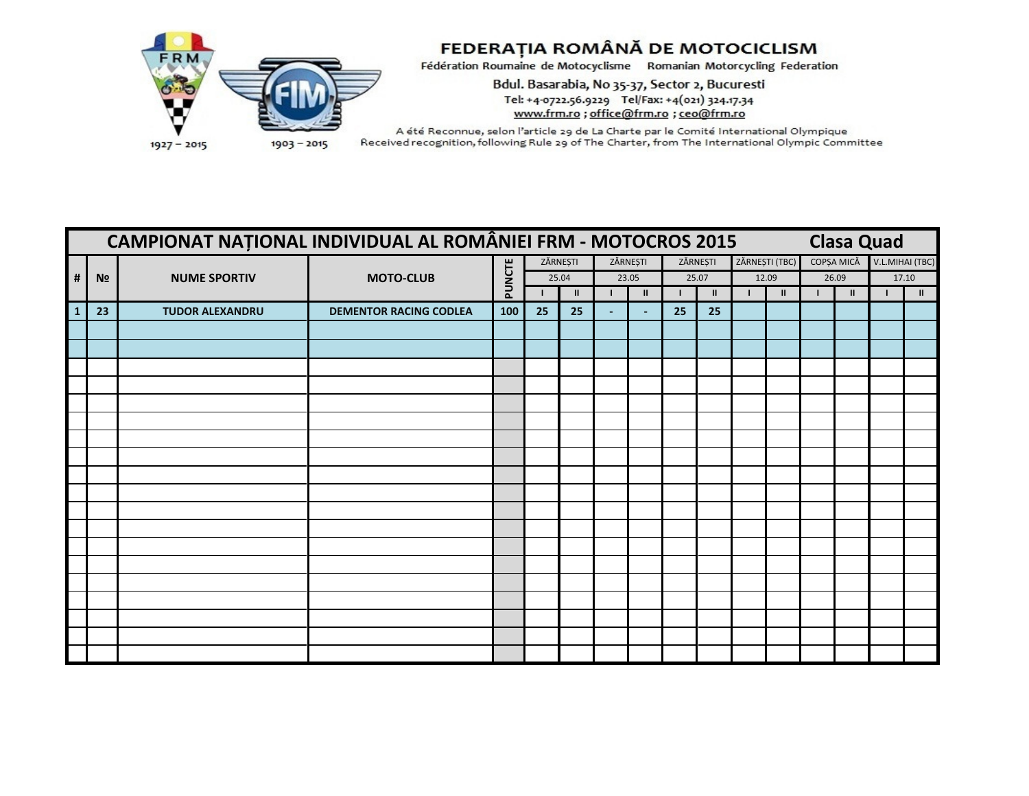# FEDERAȚIA ROMÂNĂ DE MOTOCICLISM

Fédération Roumaine de Motocyclisme    Romanian Motorcycling Federation

Bdul. Basarabia, No 35-37, Sector 2, Bucuresti

Tel: +4-0722.56.9229    Tel/Fax: +4(021) 324.17.34

www.frm.ro ; office@frm.ro ; ceo@frm.ro

A été Reconnue, selon l'article 29 de La Charte par le Comité International Olympique
Received recognition, following Rule 29 of The Charter, from The International Olympic Committee

1927 – 2015    1903 – 2015

## CAMPIONAT NAȚIONAL INDIVIDUAL AL ROMÂNIEI FRM - MOTOCROS 2015    Clasa Quad

| # | № | NUME SPORTIV | MOTO-CLUB | PUNCTE | ZĂRNEȘTI | | ZĂRNEȘTI | | ZĂRNEȘTI | | ZĂRNEȘTI (TBC) | | COPȘA MICĂ | | V.L.MIHAI (TBC) | |
|---|---|---|---|---|---|---|---|---|---|---|---|---|---|---|---|---|
| | | | | | 25.04 | | 23.05 | | 25.07 | | 12.09 | | 26.09 | | 17.10 | |
| | | | | | I | II | I | II | I | II | I | II | I | II | I | II |
| 1 | 23 | TUDOR ALEXANDRU | DEMENTOR RACING CODLEA | 100 | 25 | 25 | - | - | 25 | 25 | | | | | | |